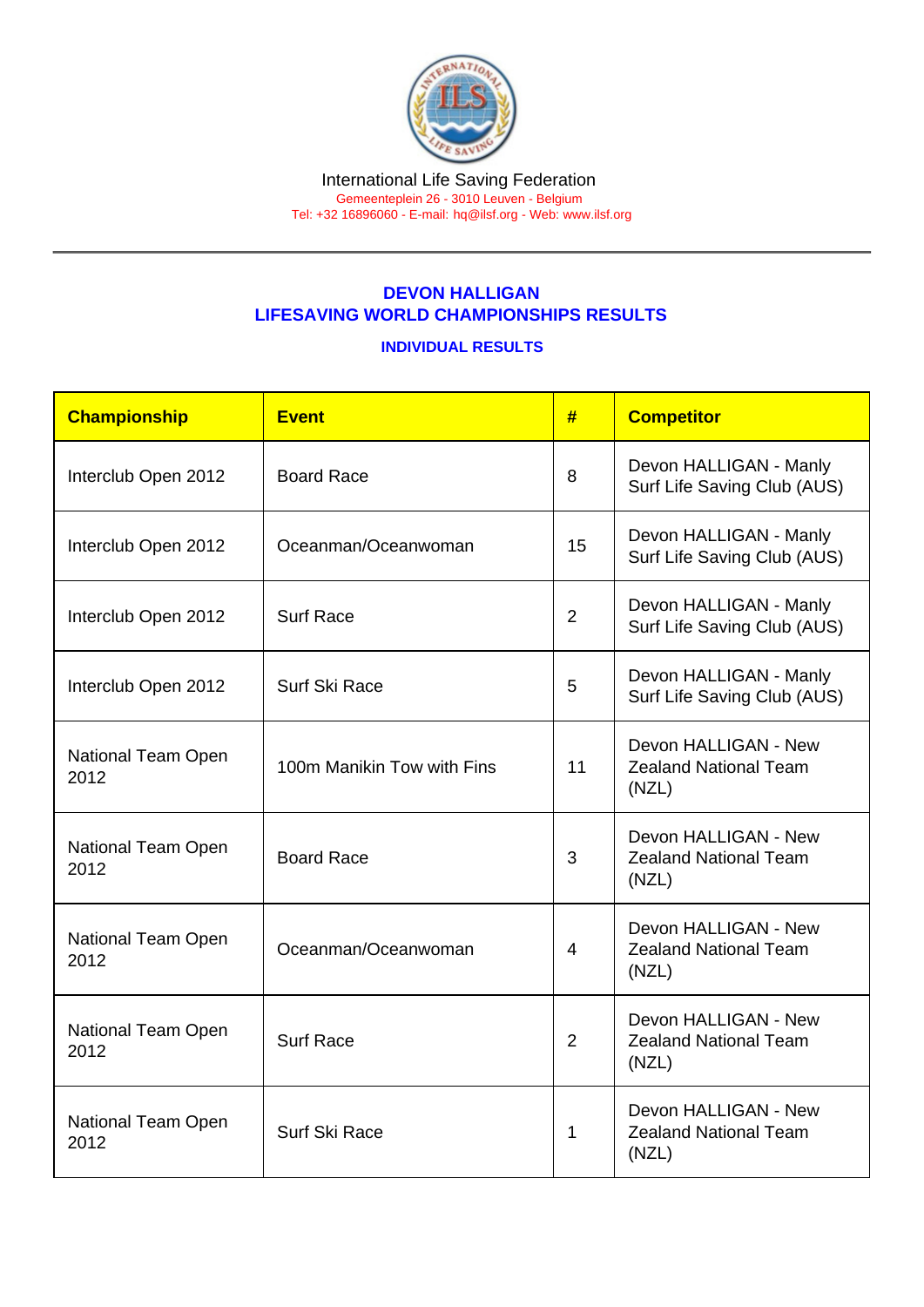International Life Saving Federation

Gemeenteplein 26 - 3010 Leuven - Belgium

Tel: +32 16896060 - E-mail: hq@ilsf.org - Web: www.ilsf.org

## DEVON HALLIGAN
## LIFESAVING WORLD CHAMPIONSHIPS RESULTS

### INDIVIDUAL RESULTS

| Championship | Event | # | Competitor |
| --- | --- | --- | --- |
| Interclub Open 2012 | Board Race | 8 | Devon HALLIGAN - Manly Surf Life Saving Club (AUS) |
| Interclub Open 2012 | Oceanman/Oceanwoman | 15 | Devon HALLIGAN - Manly Surf Life Saving Club (AUS) |
| Interclub Open 2012 | Surf Race | 2 | Devon HALLIGAN - Manly Surf Life Saving Club (AUS) |
| Interclub Open 2012 | Surf Ski Race | 5 | Devon HALLIGAN - Manly Surf Life Saving Club (AUS) |
| National Team Open 2012 | 100m Manikin Tow with Fins | 11 | Devon HALLIGAN - New Zealand National Team (NZL) |
| National Team Open 2012 | Board Race | 3 | Devon HALLIGAN - New Zealand National Team (NZL) |
| National Team Open 2012 | Oceanman/Oceanwoman | 4 | Devon HALLIGAN - New Zealand National Team (NZL) |
| National Team Open 2012 | Surf Race | 2 | Devon HALLIGAN - New Zealand National Team (NZL) |
| National Team Open 2012 | Surf Ski Race | 1 | Devon HALLIGAN - New Zealand National Team (NZL) |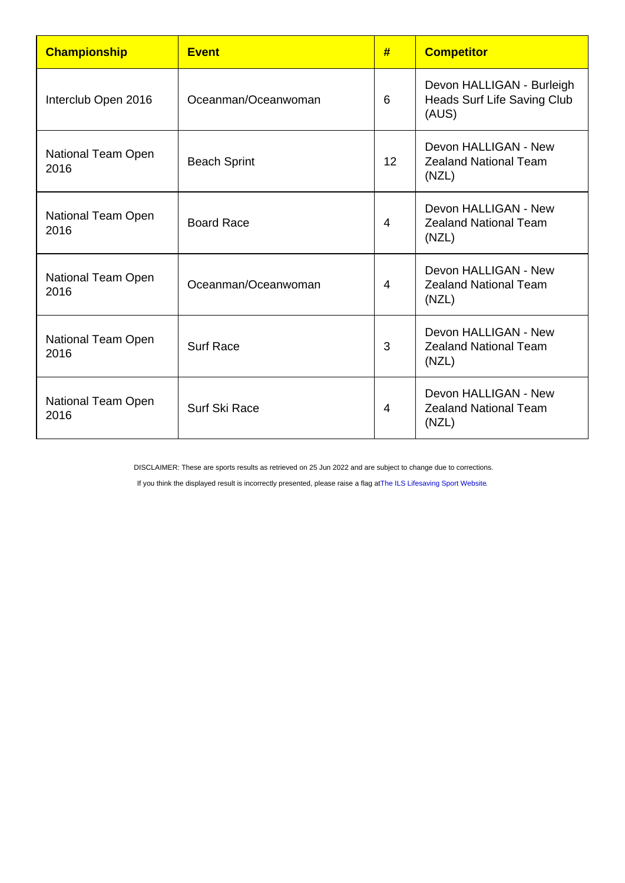| Championship | Event | # | Competitor |
|---|---|---|---|
| Interclub Open 2016 | Oceanman/Oceanwoman | 6 | Devon HALLIGAN - Burleigh Heads Surf Life Saving Club (AUS) |
| National Team Open 2016 | Beach Sprint | 12 | Devon HALLIGAN - New Zealand National Team (NZL) |
| National Team Open 2016 | Board Race | 4 | Devon HALLIGAN - New Zealand National Team (NZL) |
| National Team Open 2016 | Oceanman/Oceanwoman | 4 | Devon HALLIGAN - New Zealand National Team (NZL) |
| National Team Open 2016 | Surf Race | 3 | Devon HALLIGAN - New Zealand National Team (NZL) |
| National Team Open 2016 | Surf Ski Race | 4 | Devon HALLIGAN - New Zealand National Team (NZL) |

DISCLAIMER: These are sports results as retrieved on 25 Jun 2022 and are subject to change due to corrections.

If you think the displayed result is incorrectly presented, please raise a flag at The ILS Lifesaving Sport Website.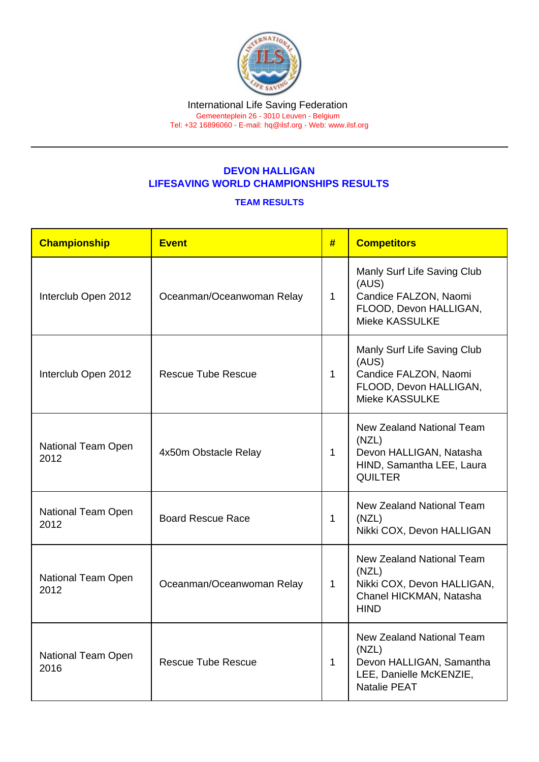International Life Saving Federation

Gemeenteplein 26 - 3010 Leuven - Belgium

Tel: +32 16896060 - E-mail: hq@ilsf.org - Web: www.ilsf.org

## DEVON HALLIGAN
## LIFESAVING WORLD CHAMPIONSHIPS RESULTS

### TEAM RESULTS

| Championship | Event | # | Competitors |
|---|---|---|---|
| Interclub Open 2012 | Oceanman/Oceanwoman Relay | 1 | Manly Surf Life Saving Club (AUS) Candice FALZON, Naomi FLOOD, Devon HALLIGAN, Mieke KASSULKE |
| Interclub Open 2012 | Rescue Tube Rescue | 1 | Manly Surf Life Saving Club (AUS) Candice FALZON, Naomi FLOOD, Devon HALLIGAN, Mieke KASSULKE |
| National Team Open 2012 | 4x50m Obstacle Relay | 1 | New Zealand National Team (NZL) Devon HALLIGAN, Natasha HIND, Samantha LEE, Laura QUILTER |
| National Team Open 2012 | Board Rescue Race | 1 | New Zealand National Team (NZL) Nikki COX, Devon HALLIGAN |
| National Team Open 2012 | Oceanman/Oceanwoman Relay | 1 | New Zealand National Team (NZL) Nikki COX, Devon HALLIGAN, Chanel HICKMAN, Natasha HIND |
| National Team Open 2016 | Rescue Tube Rescue | 1 | New Zealand National Team (NZL) Devon HALLIGAN, Samantha LEE, Danielle McKENZIE, Natalie PEAT |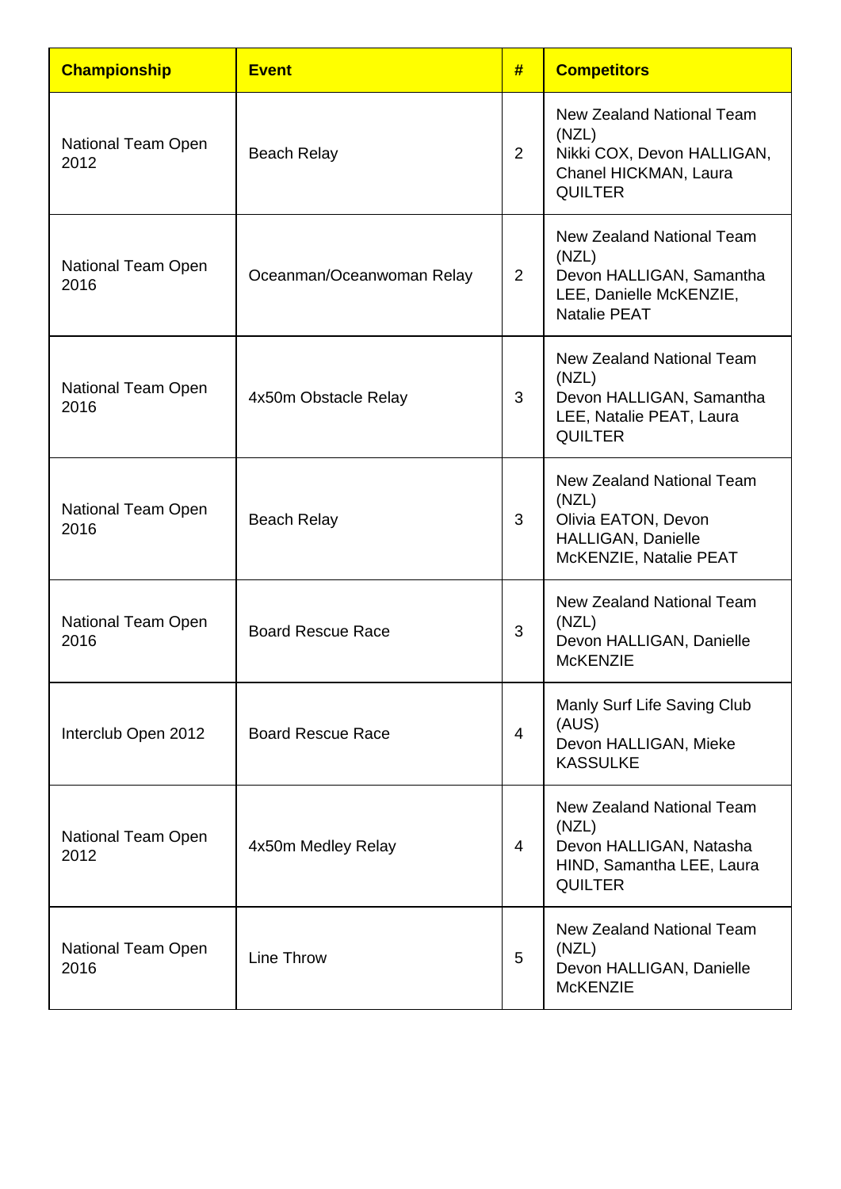| Championship | Event | # | Competitors |
| --- | --- | --- | --- |
| National Team Open 2012 | Beach Relay | 2 | New Zealand National Team (NZL) Nikki COX, Devon HALLIGAN, Chanel HICKMAN, Laura QUILTER |
| National Team Open 2016 | Oceanman/Oceanwoman Relay | 2 | New Zealand National Team (NZL) Devon HALLIGAN, Samantha LEE, Danielle McKENZIE, Natalie PEAT |
| National Team Open 2016 | 4x50m Obstacle Relay | 3 | New Zealand National Team (NZL) Devon HALLIGAN, Samantha LEE, Natalie PEAT, Laura QUILTER |
| National Team Open 2016 | Beach Relay | 3 | New Zealand National Team (NZL) Olivia EATON, Devon HALLIGAN, Danielle McKENZIE, Natalie PEAT |
| National Team Open 2016 | Board Rescue Race | 3 | New Zealand National Team (NZL) Devon HALLIGAN, Danielle McKENZIE |
| Interclub Open 2012 | Board Rescue Race | 4 | Manly Surf Life Saving Club (AUS) Devon HALLIGAN, Mieke KASSULKE |
| National Team Open 2012 | 4x50m Medley Relay | 4 | New Zealand National Team (NZL) Devon HALLIGAN, Natasha HIND, Samantha LEE, Laura QUILTER |
| National Team Open 2016 | Line Throw | 5 | New Zealand National Team (NZL) Devon HALLIGAN, Danielle McKENZIE |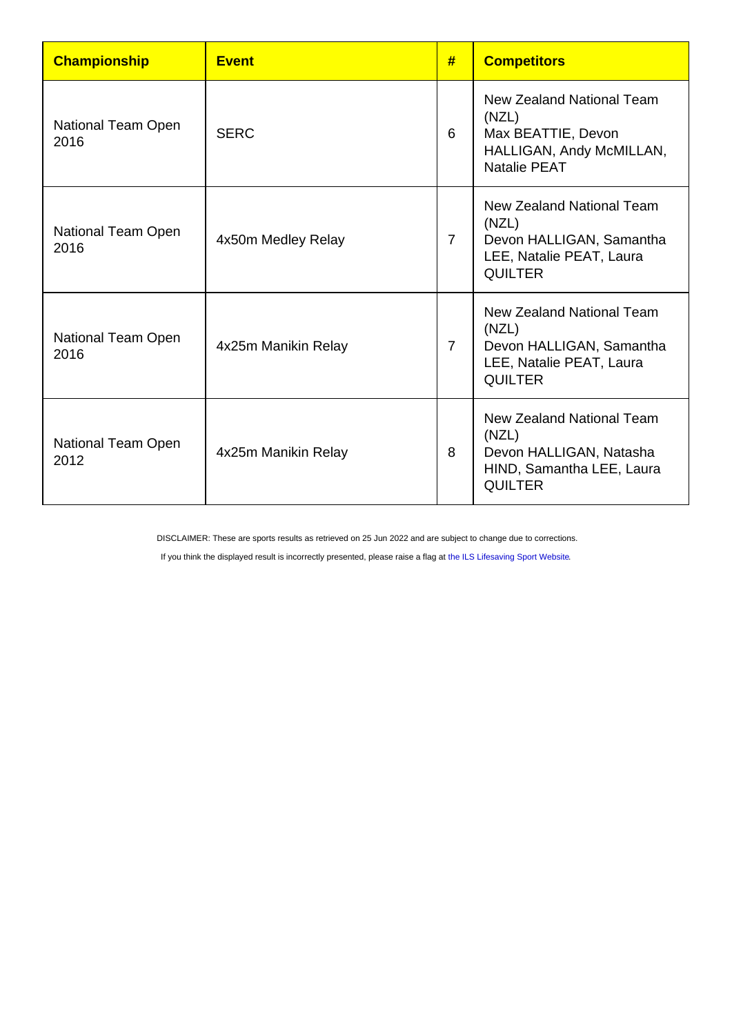| Championship | Event | # | Competitors |
|---|---|---|---|
| National Team Open 2016 | SERC | 6 | New Zealand National Team (NZL) Max BEATTIE, Devon HALLIGAN, Andy McMILLAN, Natalie PEAT |
| National Team Open 2016 | 4x50m Medley Relay | 7 | New Zealand National Team (NZL) Devon HALLIGAN, Samantha LEE, Natalie PEAT, Laura QUILTER |
| National Team Open 2016 | 4x25m Manikin Relay | 7 | New Zealand National Team (NZL) Devon HALLIGAN, Samantha LEE, Natalie PEAT, Laura QUILTER |
| National Team Open 2012 | 4x25m Manikin Relay | 8 | New Zealand National Team (NZL) Devon HALLIGAN, Natasha HIND, Samantha LEE, Laura QUILTER |

DISCLAIMER: These are sports results as retrieved on 25 Jun 2022 and are subject to change due to corrections.

If you think the displayed result is incorrectly presented, please raise a flag at the ILS Lifesaving Sport Website.